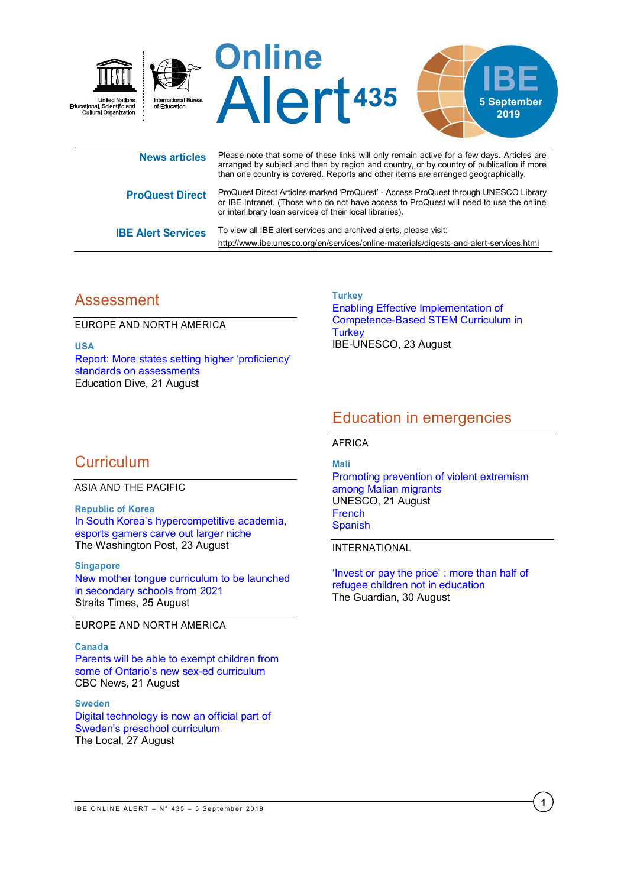# Online Alert 435

IBE 5 September 2019

United Nations Educational, Scientific and Cultural Organization | International Bureau of Education

**News articles** — Please note that some of these links will only remain active for a few days. Articles are arranged by subject and then by region and country, or by country of publication if more than one country is covered. Reports and other items are arranged geographically.

**ProQuest Direct** — ProQuest Direct Articles marked 'ProQuest' - Access ProQuest through UNESCO Library or IBE Intranet. (Those who do not have access to ProQuest will need to use the online or interlibrary loan services of their local libraries).

**IBE Alert Services** — To view all IBE alert services and archived alerts, please visit: http://www.ibe.unesco.org/en/services/online-materials/digests-and-alert-services.html

## Assessment

EUROPE AND NORTH AMERICA

**USA**
Report: More states setting higher 'proficiency' standards on assessments
Education Dive, 21 August

## Curriculum

ASIA AND THE PACIFIC

**Republic of Korea**
In South Korea's hypercompetitive academia, esports gamers carve out larger niche
The Washington Post, 23 August

**Singapore**
New mother tongue curriculum to be launched in secondary schools from 2021
Straits Times, 25 August

EUROPE AND NORTH AMERICA

**Canada**
Parents will be able to exempt children from some of Ontario's new sex-ed curriculum
CBC News, 21 August

**Sweden**
Digital technology is now an official part of Sweden's preschool curriculum
The Local, 27 August

**Turkey**
Enabling Effective Implementation of Competence-Based STEM Curriculum in Turkey
IBE-UNESCO, 23 August

## Education in emergencies

AFRICA

**Mali**
Promoting prevention of violent extremism among Malian migrants
UNESCO, 21 August
French
Spanish

INTERNATIONAL

'Invest or pay the price' : more than half of refugee children not in education
The Guardian, 30 August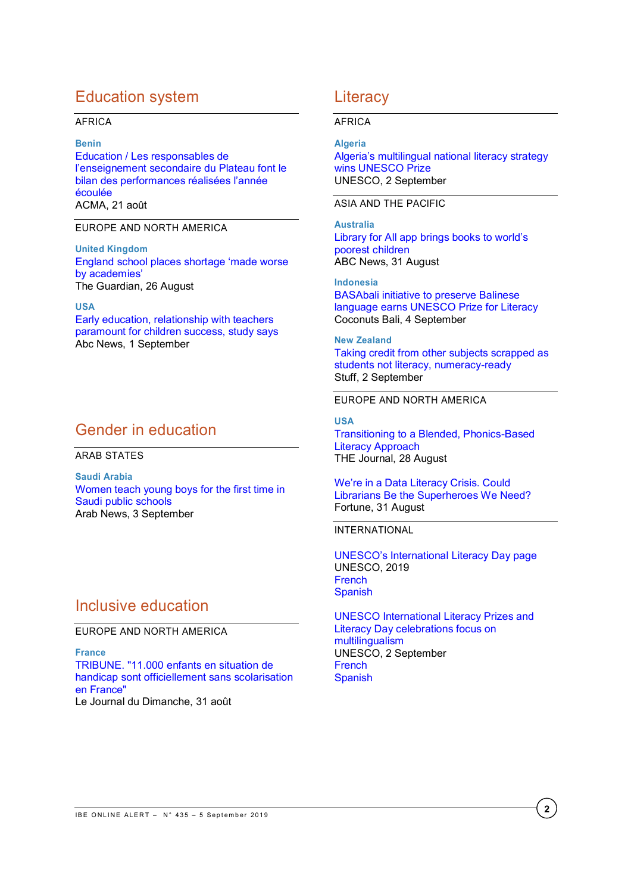## Education system

AFRICA

**Benin**

Education / Les responsables de l'enseignement secondaire du Plateau font le bilan des performances réalisées l'année écoulée
ACMA, 21 août

EUROPE AND NORTH AMERICA

**United Kingdom**

England school places shortage 'made worse by academies'
The Guardian, 26 August

**USA**

Early education, relationship with teachers paramount for children success, study says
Abc News, 1 September

## Gender in education

ARAB STATES

**Saudi Arabia**

Women teach young boys for the first time in Saudi public schools
Arab News, 3 September

## Inclusive education

EUROPE AND NORTH AMERICA

**France**

TRIBUNE. "11.000 enfants en situation de handicap sont officiellement sans scolarisation en France"
Le Journal du Dimanche, 31 août

## Literacy

AFRICA

**Algeria**

Algeria's multilingual national literacy strategy wins UNESCO Prize
UNESCO, 2 September

ASIA AND THE PACIFIC

**Australia**

Library for All app brings books to world's poorest children
ABC News, 31 August

**Indonesia**

BASAbali initiative to preserve Balinese language earns UNESCO Prize for Literacy
Coconuts Bali, 4 September

**New Zealand**

Taking credit from other subjects scrapped as students not literacy, numeracy-ready
Stuff, 2 September

EUROPE AND NORTH AMERICA

**USA**

Transitioning to a Blended, Phonics-Based Literacy Approach
THE Journal, 28 August

We're in a Data Literacy Crisis. Could Librarians Be the Superheroes We Need?
Fortune, 31 August

INTERNATIONAL

UNESCO's International Literacy Day page
UNESCO, 2019
French
Spanish

UNESCO International Literacy Prizes and Literacy Day celebrations focus on multilingualism
UNESCO, 2 September
French
Spanish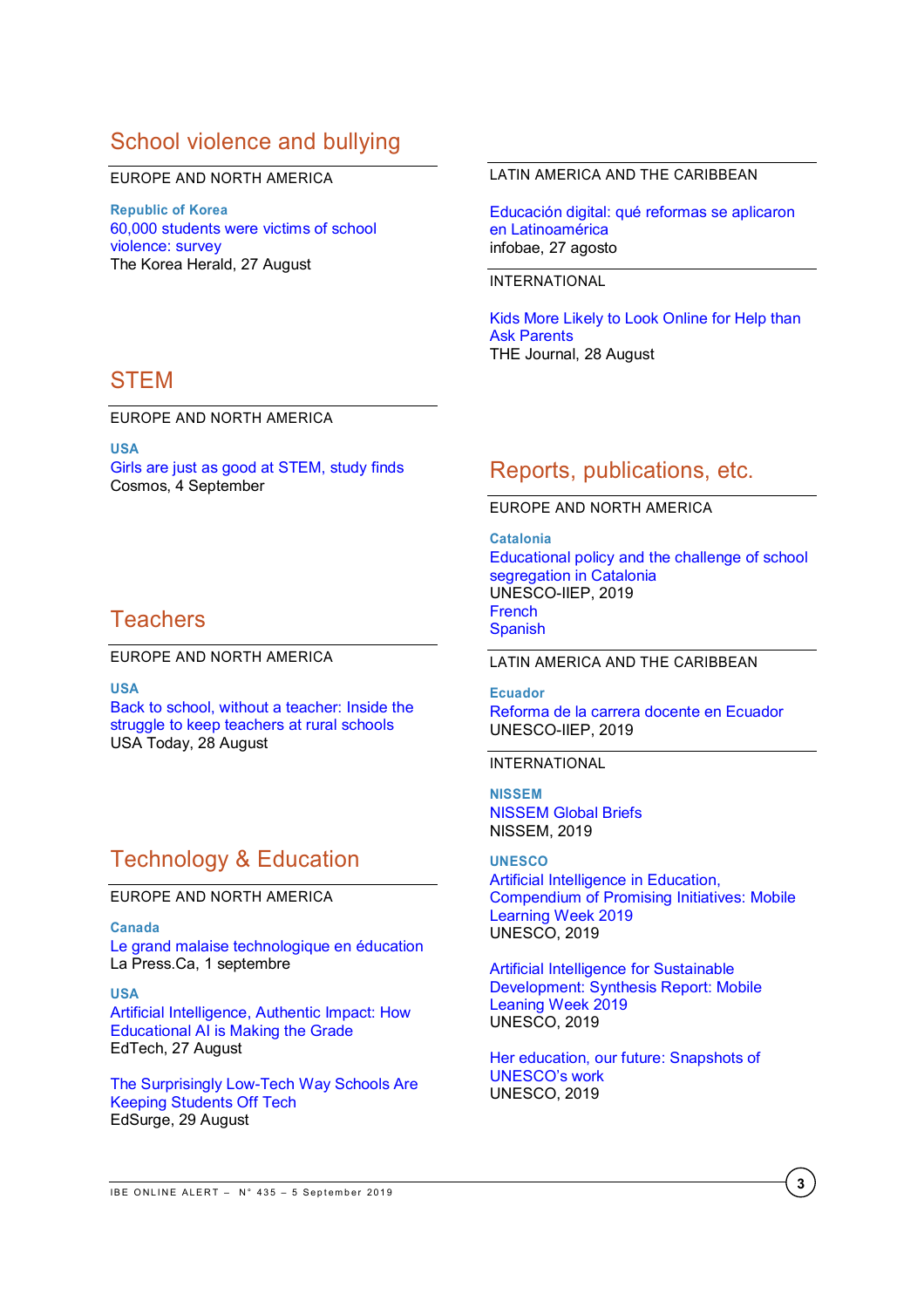## School violence and bullying

EUROPE AND NORTH AMERICA

**Republic of Korea**
60,000 students were victims of school violence: survey
The Korea Herald, 27 August

LATIN AMERICA AND THE CARIBBEAN

Educación digital: qué reformas se aplicaron en Latinoamérica
infobae, 27 agosto

INTERNATIONAL

Kids More Likely to Look Online for Help than Ask Parents
THE Journal, 28 August

## STEM

EUROPE AND NORTH AMERICA

**USA**
Girls are just as good at STEM, study finds
Cosmos, 4 September

## Teachers

EUROPE AND NORTH AMERICA

**USA**
Back to school, without a teacher: Inside the struggle to keep teachers at rural schools
USA Today, 28 August

## Technology & Education

EUROPE AND NORTH AMERICA

**Canada**
Le grand malaise technologique en éducation
La Press.Ca, 1 septembre

**USA**
Artificial Intelligence, Authentic Impact: How Educational AI is Making the Grade
EdTech, 27 August

The Surprisingly Low-Tech Way Schools Are Keeping Students Off Tech
EdSurge, 29 August

## Reports, publications, etc.

EUROPE AND NORTH AMERICA

**Catalonia**
Educational policy and the challenge of school segregation in Catalonia
UNESCO-IIEP, 2019
French
Spanish

LATIN AMERICA AND THE CARIBBEAN

**Ecuador**
Reforma de la carrera docente en Ecuador
UNESCO-IIEP, 2019

INTERNATIONAL

**NISSEM**
NISSEM Global Briefs
NISSEM, 2019

**UNESCO**
Artificial Intelligence in Education, Compendium of Promising Initiatives: Mobile Learning Week 2019
UNESCO, 2019

Artificial Intelligence for Sustainable Development: Synthesis Report: Mobile Leaning Week 2019
UNESCO, 2019

Her education, our future: Snapshots of UNESCO's work
UNESCO, 2019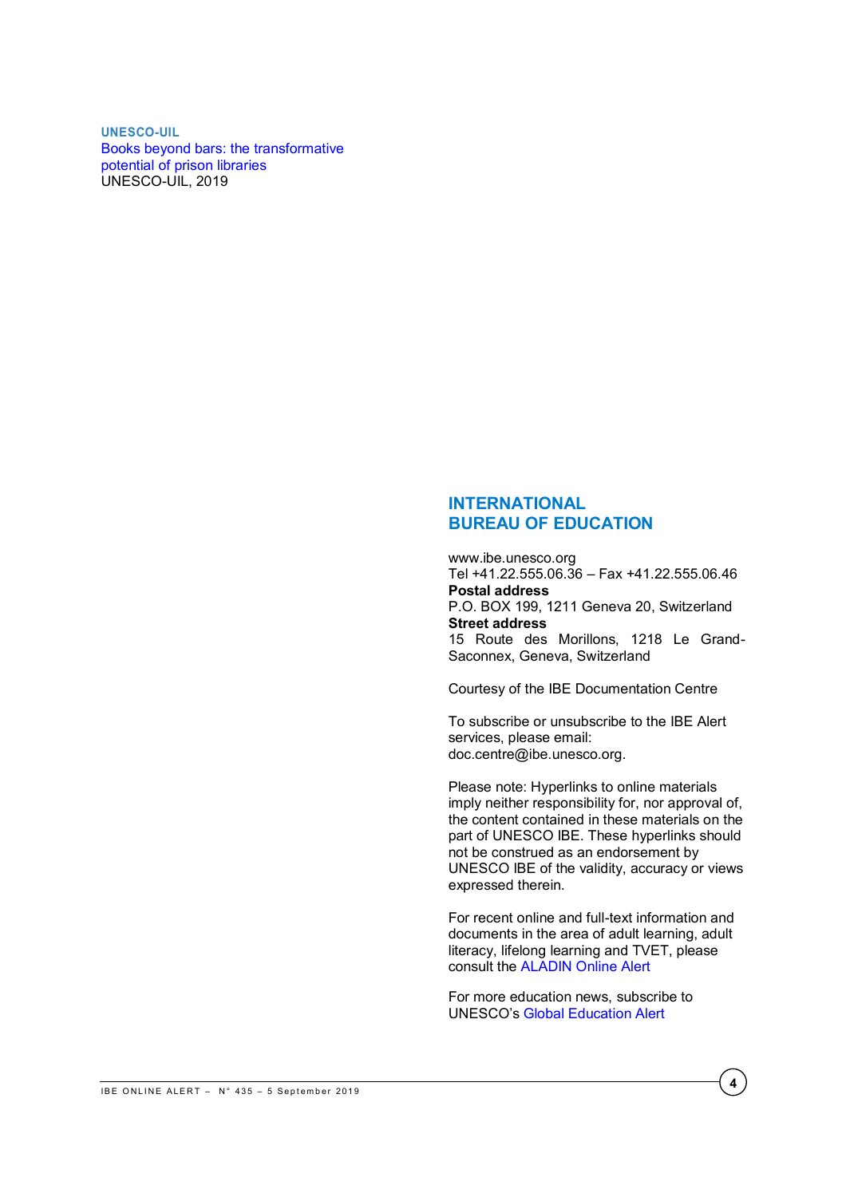**UNESCO-UIL**
Books beyond bars: the transformative potential of prison libraries
UNESCO-UIL, 2019

## INTERNATIONAL BUREAU OF EDUCATION

www.ibe.unesco.org
Tel +41.22.555.06.36 – Fax +41.22.555.06.46
**Postal address**
P.O. BOX 199, 1211 Geneva 20, Switzerland
**Street address**
15 Route des Morillons, 1218 Le Grand-Saconnex, Geneva, Switzerland

Courtesy of the IBE Documentation Centre

To subscribe or unsubscribe to the IBE Alert services, please email: doc.centre@ibe.unesco.org.

Please note: Hyperlinks to online materials imply neither responsibility for, nor approval of, the content contained in these materials on the part of UNESCO IBE. These hyperlinks should not be construed as an endorsement by UNESCO IBE of the validity, accuracy or views expressed therein.

For recent online and full-text information and documents in the area of adult learning, adult literacy, lifelong learning and TVET, please consult the ALADIN Online Alert

For more education news, subscribe to UNESCO's Global Education Alert